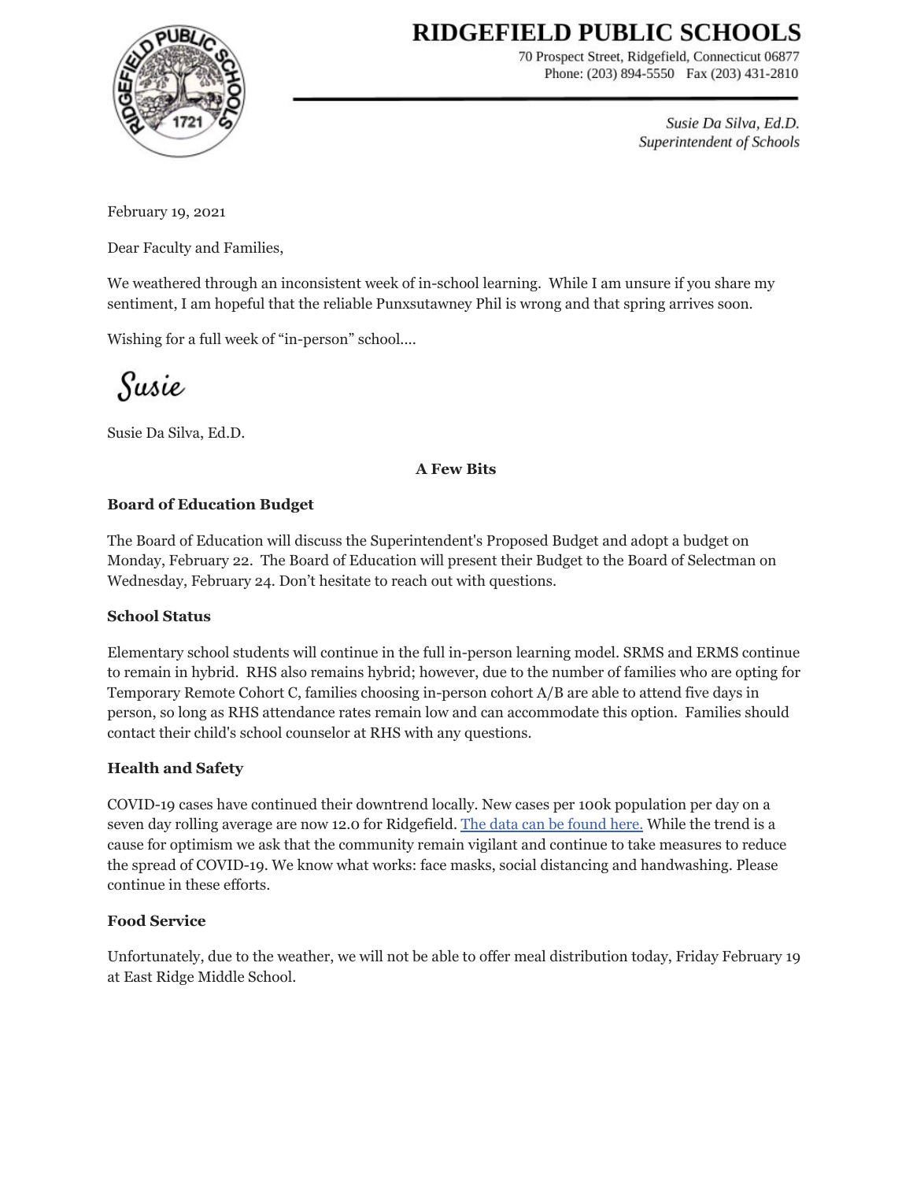# RIDGEFIELD PUBLIC SCHOOLS

70 Prospect Street, Ridgefield, Connecticut 06877
Phone: (203) 894-5550 Fax (203) 431-2810

*Susie Da Silva, Ed.D.*
*Superintendent of Schools*

February 19, 2021

Dear Faculty and Families,

We weathered through an inconsistent week of in-school learning. While I am unsure if you share my sentiment, I am hopeful that the reliable Punxsutawney Phil is wrong and that spring arrives soon.

Wishing for a full week of "in-person" school....

*Susie*

Susie Da Silva, Ed.D.

**A Few Bits**

**Board of Education Budget**

The Board of Education will discuss the Superintendent's Proposed Budget and adopt a budget on Monday, February 22. The Board of Education will present their Budget to the Board of Selectman on Wednesday, February 24. Don't hesitate to reach out with questions.

**School Status**

Elementary school students will continue in the full in-person learning model. SRMS and ERMS continue to remain in hybrid. RHS also remains hybrid; however, due to the number of families who are opting for Temporary Remote Cohort C, families choosing in-person cohort A/B are able to attend five days in person, so long as RHS attendance rates remain low and can accommodate this option. Families should contact their child's school counselor at RHS with any questions.

**Health and Safety**

COVID-19 cases have continued their downtrend locally. New cases per 100k population per day on a seven day rolling average are now 12.0 for Ridgefield. The data can be found here. While the trend is a cause for optimism we ask that the community remain vigilant and continue to take measures to reduce the spread of COVID-19. We know what works: face masks, social distancing and handwashing. Please continue in these efforts.

**Food Service**

Unfortunately, due to the weather, we will not be able to offer meal distribution today, Friday February 19 at East Ridge Middle School.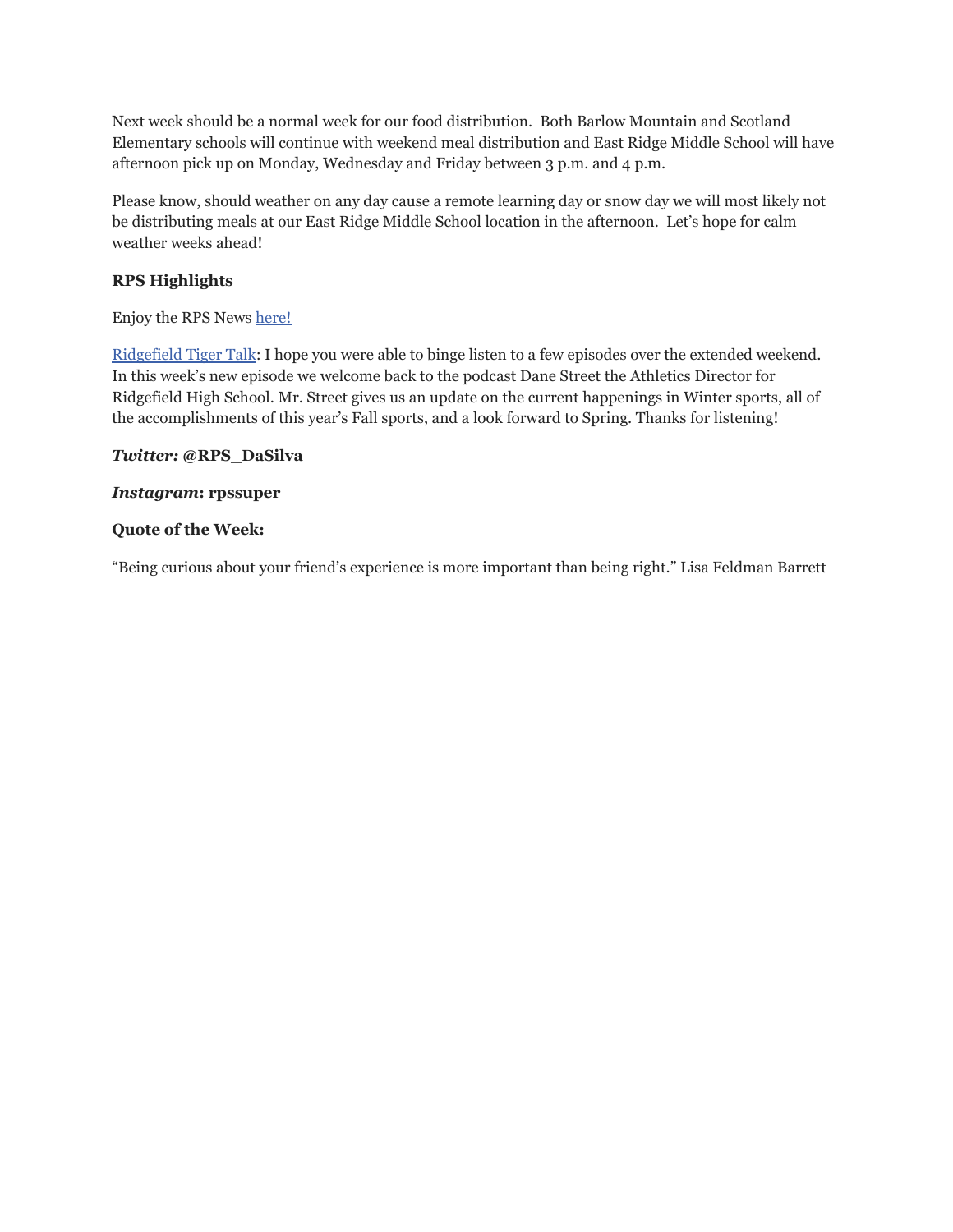Next week should be a normal week for our food distribution.  Both Barlow Mountain and Scotland Elementary schools will continue with weekend meal distribution and East Ridge Middle School will have afternoon pick up on Monday, Wednesday and Friday between 3 p.m. and 4 p.m.

Please know, should weather on any day cause a remote learning day or snow day we will most likely not be distributing meals at our East Ridge Middle School location in the afternoon.  Let's hope for calm weather weeks ahead!

**RPS Highlights**

Enjoy the RPS News here!

Ridgefield Tiger Talk: I hope you were able to binge listen to a few episodes over the extended weekend. In this week's new episode we welcome back to the podcast Dane Street the Athletics Director for Ridgefield High School. Mr. Street gives us an update on the current happenings in Winter sports, all of the accomplishments of this year's Fall sports, and a look forward to Spring. Thanks for listening!

***Twitter:* @RPS_DaSilva**

***Instagram*: rpssuper**

**Quote of the Week:**

"Being curious about your friend's experience is more important than being right." Lisa Feldman Barrett